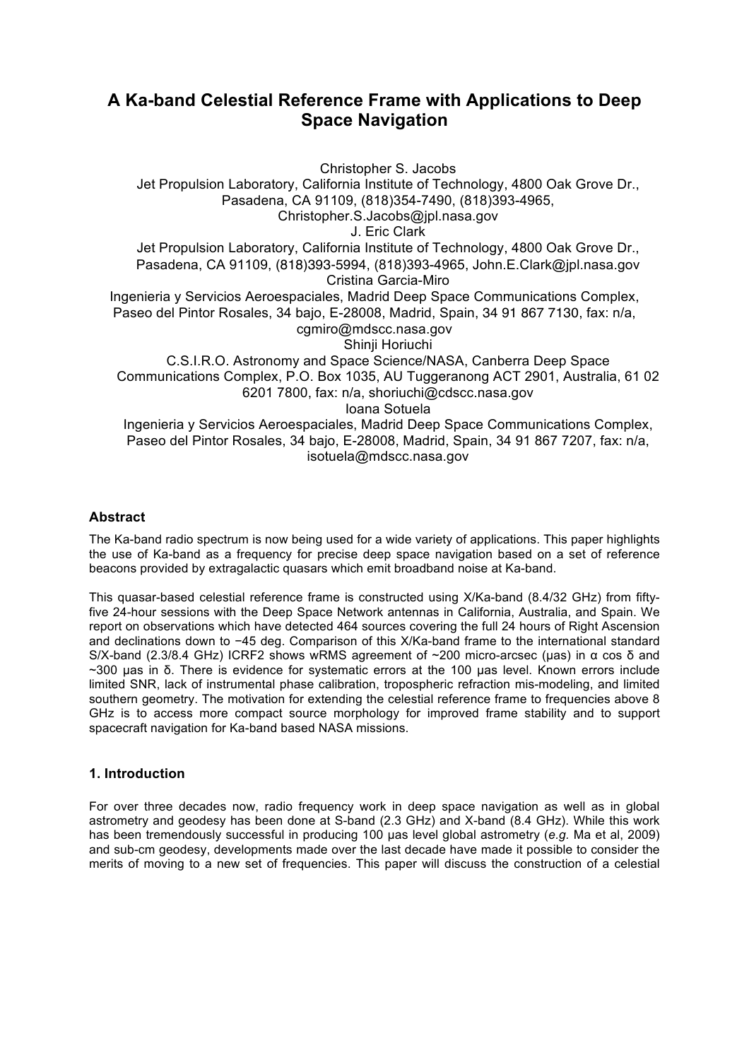# A Ka-band Celestial Reference Frame with Applications to Deep Space Navigation

Christopher S. Jacobs
Jet Propulsion Laboratory, California Institute of Technology, 4800 Oak Grove Dr., Pasadena, CA 91109, (818)354-7490, (818)393-4965, Christopher.S.Jacobs@jpl.nasa.gov
J. Eric Clark
Jet Propulsion Laboratory, California Institute of Technology, 4800 Oak Grove Dr., Pasadena, CA 91109, (818)393-5994, (818)393-4965, John.E.Clark@jpl.nasa.gov
Cristina Garcia-Miro
Ingenieria y Servicios Aeroespaciales, Madrid Deep Space Communications Complex, Paseo del Pintor Rosales, 34 bajo, E-28008, Madrid, Spain, 34 91 867 7130, fax: n/a, cgmiro@mdscc.nasa.gov
Shinji Horiuchi
C.S.I.R.O. Astronomy and Space Science/NASA, Canberra Deep Space Communications Complex, P.O. Box 1035, AU Tuggeranong ACT 2901, Australia, 61 02 6201 7800, fax: n/a, shoriuchi@cdscc.nasa.gov
Ioana Sotuela
Ingenieria y Servicios Aeroespaciales, Madrid Deep Space Communications Complex, Paseo del Pintor Rosales, 34 bajo, E-28008, Madrid, Spain, 34 91 867 7207, fax: n/a, isotuela@mdscc.nasa.gov

### Abstract

The Ka-band radio spectrum is now being used for a wide variety of applications. This paper highlights the use of Ka-band as a frequency for precise deep space navigation based on a set of reference beacons provided by extragalactic quasars which emit broadband noise at Ka-band.

This quasar-based celestial reference frame is constructed using X/Ka-band (8.4/32 GHz) from fifty-five 24-hour sessions with the Deep Space Network antennas in California, Australia, and Spain. We report on observations which have detected 464 sources covering the full 24 hours of Right Ascension and declinations down to −45 deg. Comparison of this X/Ka-band frame to the international standard S/X-band (2.3/8.4 GHz) ICRF2 shows wRMS agreement of ~200 micro-arcsec (μas) in $\alpha \cos \delta$ and ~300 μas in $\delta$. There is evidence for systematic errors at the 100 μas level. Known errors include limited SNR, lack of instrumental phase calibration, tropospheric refraction mis-modeling, and limited southern geometry. The motivation for extending the celestial reference frame to frequencies above 8 GHz is to access more compact source morphology for improved frame stability and to support spacecraft navigation for Ka-band based NASA missions.

### 1. Introduction

For over three decades now, radio frequency work in deep space navigation as well as in global astrometry and geodesy has been done at S-band (2.3 GHz) and X-band (8.4 GHz). While this work has been tremendously successful in producing 100 μas level global astrometry (*e.g.* Ma et al, 2009) and sub-cm geodesy, developments made over the last decade have made it possible to consider the merits of moving to a new set of frequencies. This paper will discuss the construction of a celestial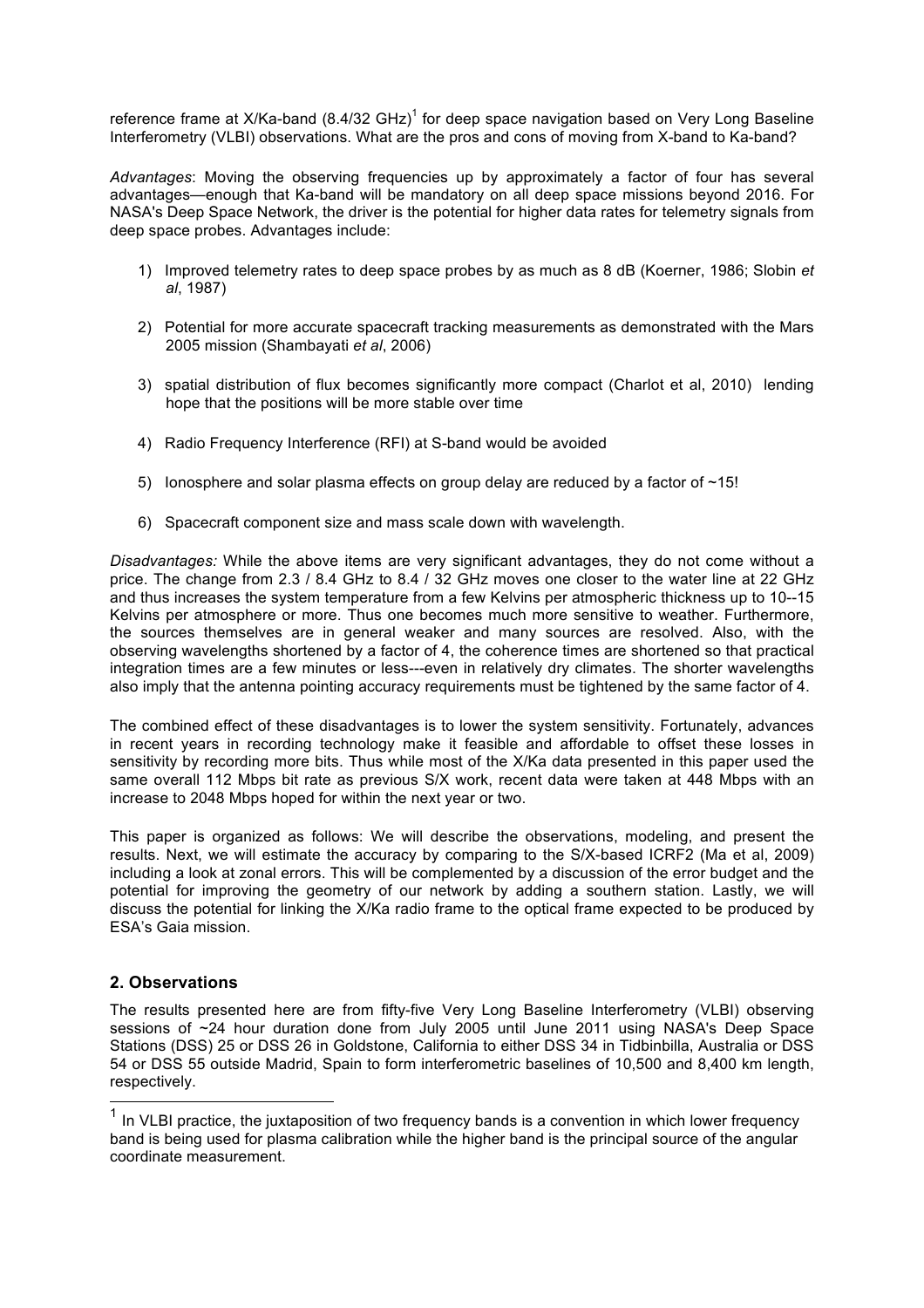reference frame at X/Ka-band (8.4/32 GHz)[1] for deep space navigation based on Very Long Baseline Interferometry (VLBI) observations. What are the pros and cons of moving from X-band to Ka-band?

*Advantages*: Moving the observing frequencies up by approximately a factor of four has several advantages—enough that Ka-band will be mandatory on all deep space missions beyond 2016. For NASA's Deep Space Network, the driver is the potential for higher data rates for telemetry signals from deep space probes. Advantages include:

1) Improved telemetry rates to deep space probes by as much as 8 dB (Koerner, 1986; Slobin *et al*, 1987)

2) Potential for more accurate spacecraft tracking measurements as demonstrated with the Mars 2005 mission (Shambayati *et al*, 2006)

3) spatial distribution of flux becomes significantly more compact (Charlot et al, 2010) lending hope that the positions will be more stable over time

4) Radio Frequency Interference (RFI) at S-band would be avoided

5) Ionosphere and solar plasma effects on group delay are reduced by a factor of ~15!

6) Spacecraft component size and mass scale down with wavelength.

*Disadvantages:* While the above items are very significant advantages, they do not come without a price. The change from 2.3 / 8.4 GHz to 8.4 / 32 GHz moves one closer to the water line at 22 GHz and thus increases the system temperature from a few Kelvins per atmospheric thickness up to 10--15 Kelvins per atmosphere or more. Thus one becomes much more sensitive to weather. Furthermore, the sources themselves are in general weaker and many sources are resolved. Also, with the observing wavelengths shortened by a factor of 4, the coherence times are shortened so that practical integration times are a few minutes or less---even in relatively dry climates. The shorter wavelengths also imply that the antenna pointing accuracy requirements must be tightened by the same factor of 4.

The combined effect of these disadvantages is to lower the system sensitivity. Fortunately, advances in recent years in recording technology make it feasible and affordable to offset these losses in sensitivity by recording more bits. Thus while most of the X/Ka data presented in this paper used the same overall 112 Mbps bit rate as previous S/X work, recent data were taken at 448 Mbps with an increase to 2048 Mbps hoped for within the next year or two.

This paper is organized as follows: We will describe the observations, modeling, and present the results. Next, we will estimate the accuracy by comparing to the S/X-based ICRF2 (Ma et al, 2009) including a look at zonal errors. This will be complemented by a discussion of the error budget and the potential for improving the geometry of our network by adding a southern station. Lastly, we will discuss the potential for linking the X/Ka radio frame to the optical frame expected to be produced by ESA's Gaia mission.

## 2. Observations

The results presented here are from fifty-five Very Long Baseline Interferometry (VLBI) observing sessions of ~24 hour duration done from July 2005 until June 2011 using NASA's Deep Space Stations (DSS) 25 or DSS 26 in Goldstone, California to either DSS 34 in Tidbinbilla, Australia or DSS 54 or DSS 55 outside Madrid, Spain to form interferometric baselines of 10,500 and 8,400 km length, respectively.

[1] In VLBI practice, the juxtaposition of two frequency bands is a convention in which lower frequency band is being used for plasma calibration while the higher band is the principal source of the angular coordinate measurement.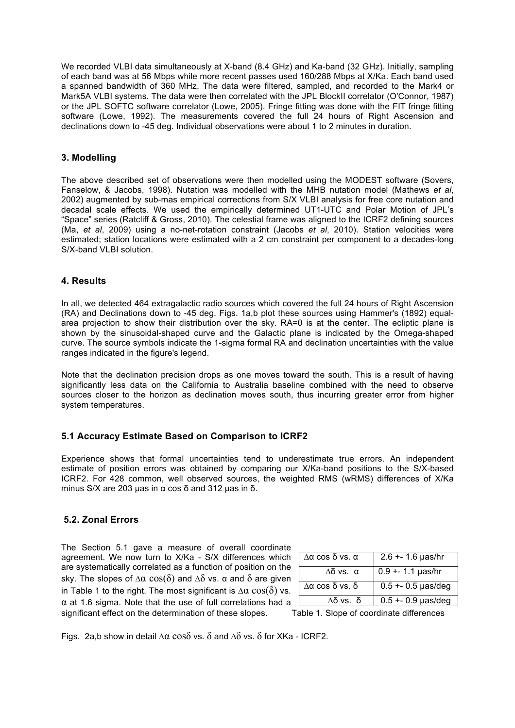We recorded VLBI data simultaneously at X-band (8.4 GHz) and Ka-band (32 GHz). Initially, sampling of each band was at 56 Mbps while more recent passes used 160/288 Mbps at X/Ka. Each band used a spanned bandwidth of 360 MHz. The data were filtered, sampled, and recorded to the Mark4 or Mark5A VLBI systems. The data were then correlated with the JPL BlockII correlator (O'Connor, 1987) or the JPL SOFTC software correlator (Lowe, 2005). Fringe fitting was done with the FIT fringe fitting software (Lowe, 1992). The measurements covered the full 24 hours of Right Ascension and declinations down to -45 deg. Individual observations were about 1 to 2 minutes in duration.

## 3. Modelling

The above described set of observations were then modelled using the MODEST software (Sovers, Fanselow, & Jacobs, 1998). Nutation was modelled with the MHB nutation model (Mathews *et al*, 2002) augmented by sub-mas empirical corrections from S/X VLBI analysis for free core nutation and decadal scale effects. We used the empirically determined UT1-UTC and Polar Motion of JPL's "Space" series (Ratcliff & Gross, 2010). The celestial frame was aligned to the ICRF2 defining sources (Ma, *et al*, 2009) using a no-net-rotation constraint (Jacobs *et al*, 2010). Station velocities were estimated; station locations were estimated with a 2 cm constraint per component to a decades-long S/X-band VLBI solution.

## 4. Results

In all, we detected 464 extragalactic radio sources which covered the full 24 hours of Right Ascension (RA) and Declinations down to -45 deg. Figs. 1a,b plot these sources using Hammer's (1892) equal-area projection to show their distribution over the sky. RA=0 is at the center. The ecliptic plane is shown by the sinusoidal-shaped curve and the Galactic plane is indicated by the Omega-shaped curve. The source symbols indicate the 1-sigma formal RA and declination uncertainties with the value ranges indicated in the figure's legend.

Note that the declination precision drops as one moves toward the south. This is a result of having significantly less data on the California to Australia baseline combined with the need to observe sources closer to the horizon as declination moves south, thus incurring greater error from higher system temperatures.

## 5.1 Accuracy Estimate Based on Comparison to ICRF2

Experience shows that formal uncertainties tend to underestimate true errors. An independent estimate of position errors was obtained by comparing our X/Ka-band positions to the S/X-based ICRF2. For 428 common, well observed sources, the weighted RMS (wRMS) differences of X/Ka minus S/X are 203 μas in $\alpha \cos \delta$ and 312 μas in $\delta$.

## 5.2. Zonal Errors

The Section 5.1 gave a measure of overall coordinate agreement. We now turn to X/Ka - S/X differences which are systematically correlated as a function of position on the sky. The slopes of $\Delta\alpha \cos(\delta)$ and $\Delta\delta$ vs. $\alpha$ and $\delta$ are given in Table 1 to the right. The most significant is $\Delta\alpha \cos(\delta)$ vs. $\alpha$ at 1.6 sigma. Note that the use of full correlations had a significant effect on the determination of these slopes.

| | |
|---|---|
| $\Delta\alpha \cos \delta$ vs. $\alpha$ | 2.6 +- 1.6 μas/hr |
| $\Delta\delta$ vs. $\alpha$ | 0.9 +- 1.1 μas/hr |
| $\Delta\alpha \cos \delta$ vs. $\delta$ | 0.5 +- 0.5 μas/deg |
| $\Delta\delta$ vs. $\delta$ | 0.5 +- 0.9 μas/deg |

Table 1. Slope of coordinate differences

Figs. 2a,b show in detail $\Delta\alpha \cos\delta$ vs. $\delta$ and $\Delta\delta$ vs. $\delta$ for XKa - ICRF2.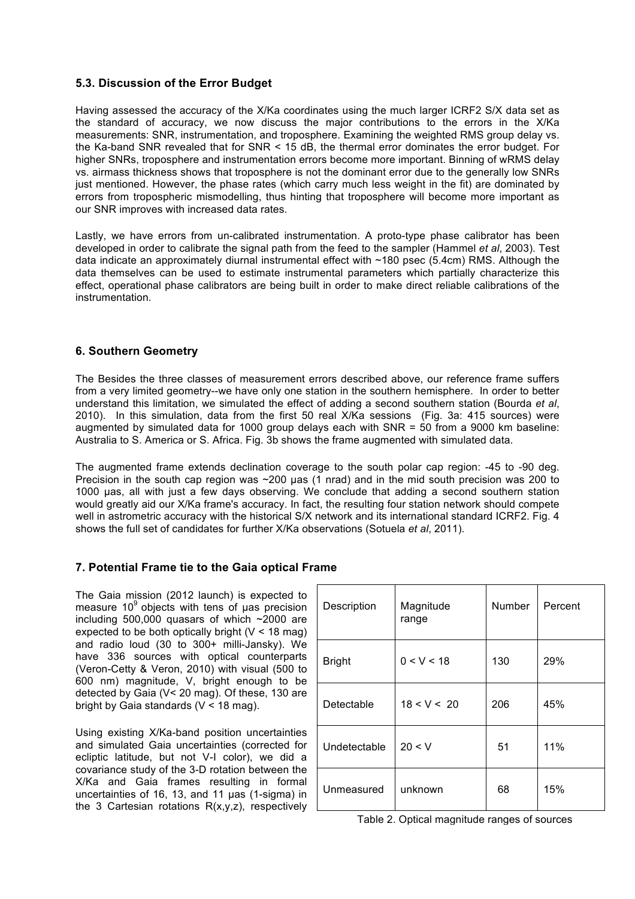### 5.3. Discussion of the Error Budget

Having assessed the accuracy of the X/Ka coordinates using the much larger ICRF2 S/X data set as the standard of accuracy, we now discuss the major contributions to the errors in the X/Ka measurements: SNR, instrumentation, and troposphere. Examining the weighted RMS group delay vs. the Ka-band SNR revealed that for SNR < 15 dB, the thermal error dominates the error budget. For higher SNRs, troposphere and instrumentation errors become more important. Binning of wRMS delay vs. airmass thickness shows that troposphere is not the dominant error due to the generally low SNRs just mentioned. However, the phase rates (which carry much less weight in the fit) are dominated by errors from tropospheric mismodelling, thus hinting that troposphere will become more important as our SNR improves with increased data rates.

Lastly, we have errors from un-calibrated instrumentation. A proto-type phase calibrator has been developed in order to calibrate the signal path from the feed to the sampler (Hammel *et al*, 2003). Test data indicate an approximately diurnal instrumental effect with ~180 psec (5.4cm) RMS. Although the data themselves can be used to estimate instrumental parameters which partially characterize this effect, operational phase calibrators are being built in order to make direct reliable calibrations of the instrumentation.

## 6. Southern Geometry

The Besides the three classes of measurement errors described above, our reference frame suffers from a very limited geometry--we have only one station in the southern hemisphere. In order to better understand this limitation, we simulated the effect of adding a second southern station (Bourda *et al*, 2010). In this simulation, data from the first 50 real X/Ka sessions (Fig. 3a: 415 sources) were augmented by simulated data for 1000 group delays each with SNR = 50 from a 9000 km baseline: Australia to S. America or S. Africa. Fig. 3b shows the frame augmented with simulated data.

The augmented frame extends declination coverage to the south polar cap region: -45 to -90 deg. Precision in the south cap region was ~200 μas (1 nrad) and in the mid south precision was 200 to 1000 μas, all with just a few days observing. We conclude that adding a second southern station would greatly aid our X/Ka frame's accuracy. In fact, the resulting four station network should compete well in astrometric accuracy with the historical S/X network and its international standard ICRF2. Fig. 4 shows the full set of candidates for further X/Ka observations (Sotuela *et al*, 2011).

## 7. Potential Frame tie to the Gaia optical Frame

The Gaia mission (2012 launch) is expected to measure $10^9$ objects with tens of μas precision including 500,000 quasars of which ~2000 are expected to be both optically bright (V < 18 mag) and radio loud (30 to 300+ milli-Jansky). We have 336 sources with optical counterparts (Veron-Cetty & Veron, 2010) with visual (500 to 600 nm) magnitude, V, bright enough to be detected by Gaia (V< 20 mag). Of these, 130 are bright by Gaia standards (V < 18 mag).

| Description | Magnitude range | Number | Percent |
|---|---|---|---|
| Bright | 0 < V < 18 | 130 | 29% |
| Detectable | 18 < V < 20 | 206 | 45% |
| Undetectable | 20 < V | 51 | 11% |
| Unmeasured | unknown | 68 | 15% |

Table 2. Optical magnitude ranges of sources

Using existing X/Ka-band position uncertainties and simulated Gaia uncertainties (corrected for ecliptic latitude, but not V-I color), we did a covariance study of the 3-D rotation between the X/Ka and Gaia frames resulting in formal uncertainties of 16, 13, and 11 μas (1-sigma) in the 3 Cartesian rotations R(x,y,z), respectively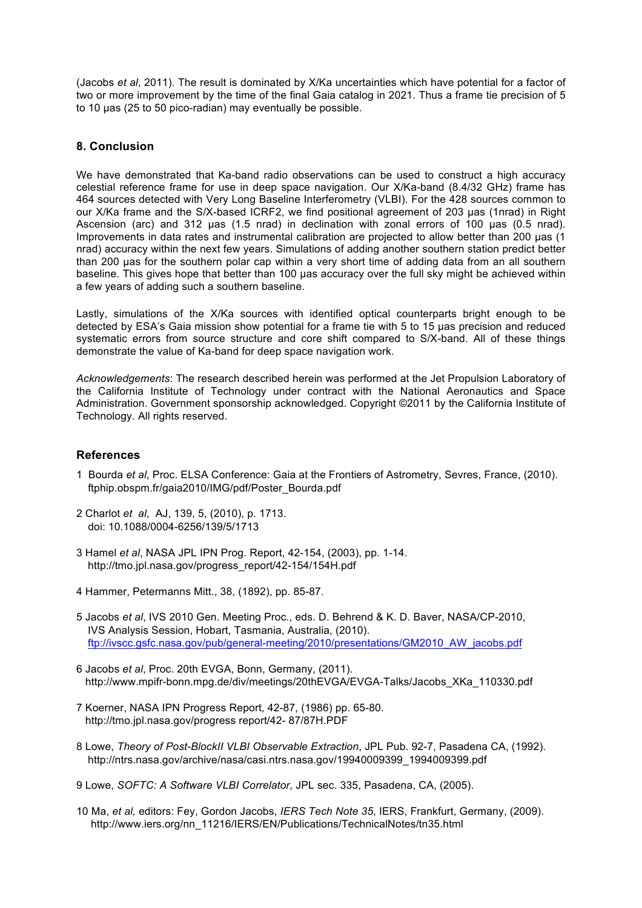(Jacobs *et al*, 2011). The result is dominated by X/Ka uncertainties which have potential for a factor of two or more improvement by the time of the final Gaia catalog in 2021. Thus a frame tie precision of 5 to 10 μas (25 to 50 pico-radian) may eventually be possible.

### 8. Conclusion

We have demonstrated that Ka-band radio observations can be used to construct a high accuracy celestial reference frame for use in deep space navigation. Our X/Ka-band (8.4/32 GHz) frame has 464 sources detected with Very Long Baseline Interferometry (VLBI). For the 428 sources common to our X/Ka frame and the S/X-based ICRF2, we find positional agreement of 203 μas (1nrad) in Right Ascension (arc) and 312 μas (1.5 nrad) in declination with zonal errors of 100 μas (0.5 nrad). Improvements in data rates and instrumental calibration are projected to allow better than 200 μas (1 nrad) accuracy within the next few years. Simulations of adding another southern station predict better than 200 μas for the southern polar cap within a very short time of adding data from an all southern baseline. This gives hope that better than 100 μas accuracy over the full sky might be achieved within a few years of adding such a southern baseline.

Lastly, simulations of the X/Ka sources with identified optical counterparts bright enough to be detected by ESA's Gaia mission show potential for a frame tie with 5 to 15 μas precision and reduced systematic errors from source structure and core shift compared to S/X-band. All of these things demonstrate the value of Ka-band for deep space navigation work.

*Acknowledgements*: The research described herein was performed at the Jet Propulsion Laboratory of the California Institute of Technology under contract with the National Aeronautics and Space Administration. Government sponsorship acknowledged. Copyright ©2011 by the California Institute of Technology. All rights reserved.

### References

1 Bourda *et al*, Proc. ELSA Conference: Gaia at the Frontiers of Astrometry, Sevres, France, (2010). ftphip.obspm.fr/gaia2010/IMG/pdf/Poster_Bourda.pdf

2 Charlot *et al*, AJ, 139, 5, (2010), p. 1713. doi: 10.1088/0004-6256/139/5/1713

3 Hamel *et al*, NASA JPL IPN Prog. Report, 42-154, (2003), pp. 1-14. http://tmo.jpl.nasa.gov/progress_report/42-154/154H.pdf

4 Hammer, Petermanns Mitt., 38, (1892), pp. 85-87.

5 Jacobs *et al*, IVS 2010 Gen. Meeting Proc., eds. D. Behrend & K. D. Baver, NASA/CP-2010, IVS Analysis Session, Hobart, Tasmania, Australia, (2010). ftp://ivscc.gsfc.nasa.gov/pub/general-meeting/2010/presentations/GM2010_AW_jacobs.pdf

6 Jacobs *et al*, Proc. 20th EVGA, Bonn, Germany, (2011). http://www.mpifr-bonn.mpg.de/div/meetings/20thEVGA/EVGA-Talks/Jacobs_XKa_110330.pdf

7 Koerner, NASA IPN Progress Report, 42-87, (1986) pp. 65-80. http://tmo.jpl.nasa.gov/progress report/42- 87/87H.PDF

8 Lowe, *Theory of Post-BlockII VLBI Observable Extraction*, JPL Pub. 92-7, Pasadena CA, (1992). http://ntrs.nasa.gov/archive/nasa/casi.ntrs.nasa.gov/19940009399_1994009399.pdf

9 Lowe, *SOFTC: A Software VLBI Correlator*, JPL sec. 335, Pasadena, CA, (2005).

10 Ma, *et al,* editors: Fey, Gordon Jacobs, *IERS Tech Note 35*, IERS, Frankfurt, Germany, (2009). http://www.iers.org/nn_11216/IERS/EN/Publications/TechnicalNotes/tn35.html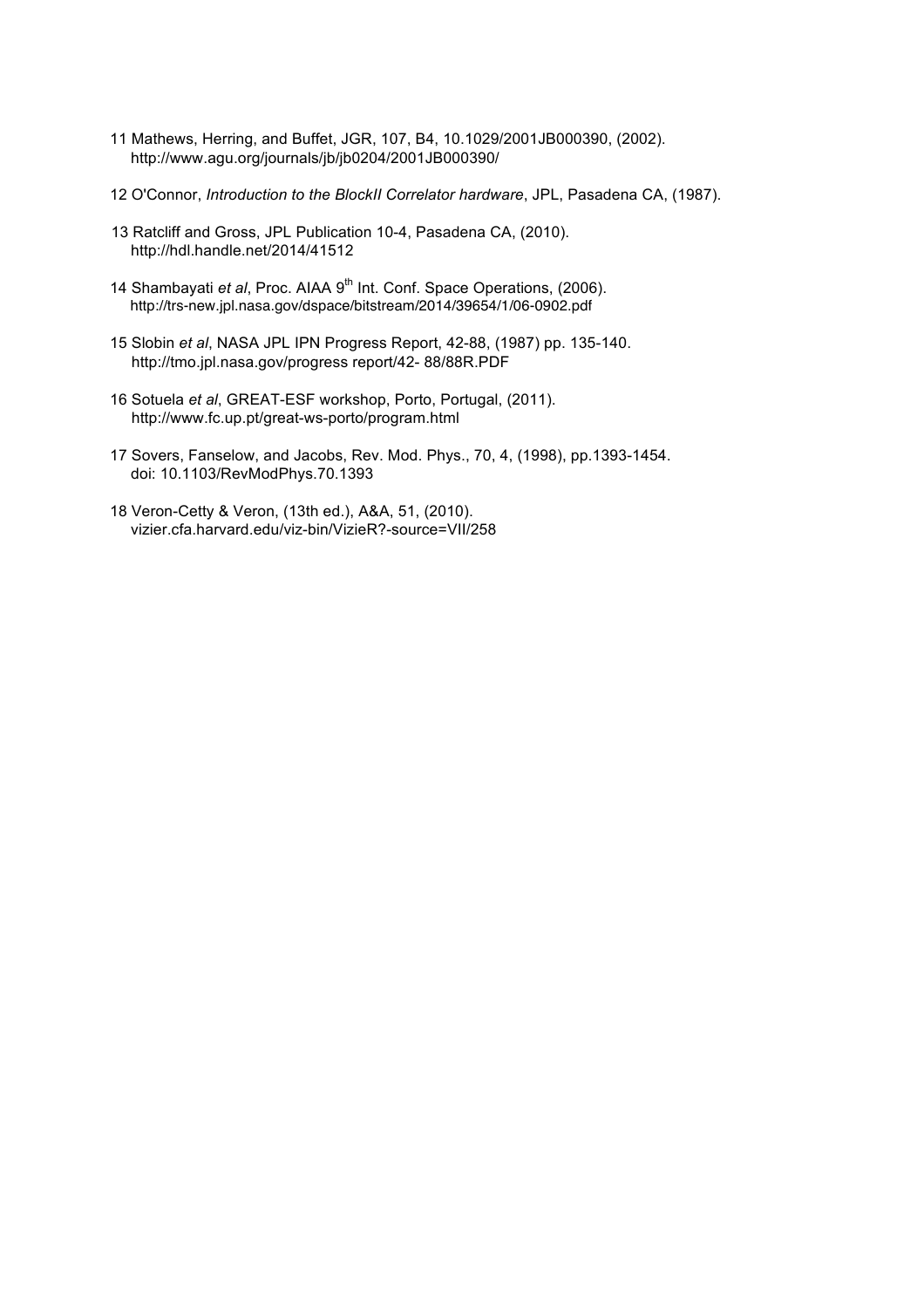11 Mathews, Herring, and Buffet, JGR, 107, B4, 10.1029/2001JB000390, (2002).
http://www.agu.org/journals/jb/jb0204/2001JB000390/

12 O'Connor, *Introduction to the BlockII Correlator hardware*, JPL, Pasadena CA, (1987).

13 Ratcliff and Gross, JPL Publication 10-4, Pasadena CA, (2010).
http://hdl.handle.net/2014/41512

14 Shambayati *et al*, Proc. AIAA 9th Int. Conf. Space Operations, (2006).
http://trs-new.jpl.nasa.gov/dspace/bitstream/2014/39654/1/06-0902.pdf

15 Slobin *et al*, NASA JPL IPN Progress Report, 42-88, (1987) pp. 135-140.
http://tmo.jpl.nasa.gov/progress report/42- 88/88R.PDF

16 Sotuela *et al*, GREAT-ESF workshop, Porto, Portugal, (2011).
http://www.fc.up.pt/great-ws-porto/program.html

17 Sovers, Fanselow, and Jacobs, Rev. Mod. Phys., 70, 4, (1998), pp.1393-1454.
doi: 10.1103/RevModPhys.70.1393

18 Veron-Cetty & Veron, (13th ed.), A&A, 51, (2010).
vizier.cfa.harvard.edu/viz-bin/VizieR?-source=VII/258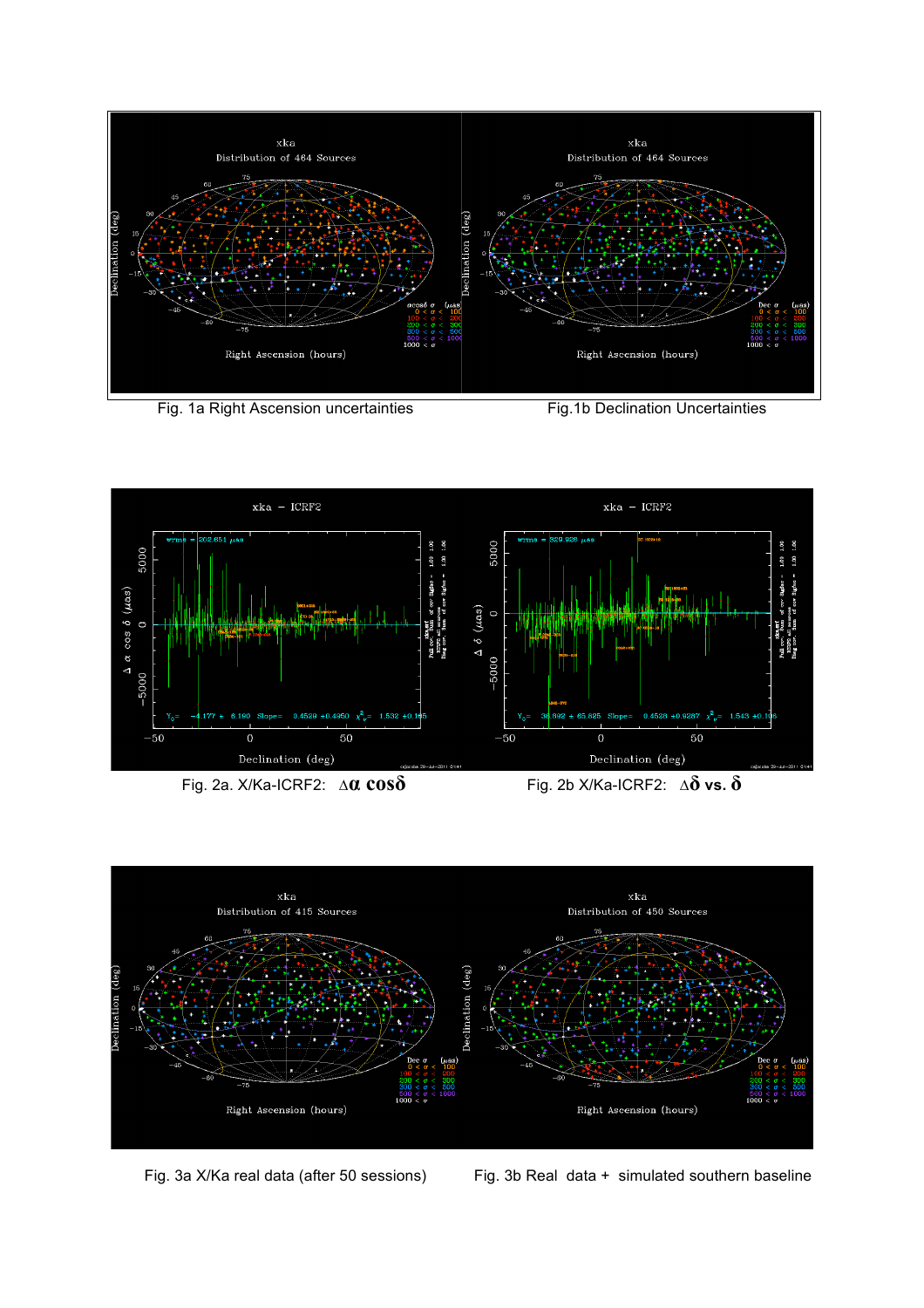Fig. 1a Right Ascension uncertainties

Fig.1b Declination Uncertainties

Fig. 2a. X/Ka-ICRF2: $\Delta\alpha \cos\delta$

Fig. 2b X/Ka-ICRF2: $\Delta\delta$ vs. $\delta$

Fig. 3a X/Ka real data (after 50 sessions)

Fig. 3b Real data + simulated southern baseline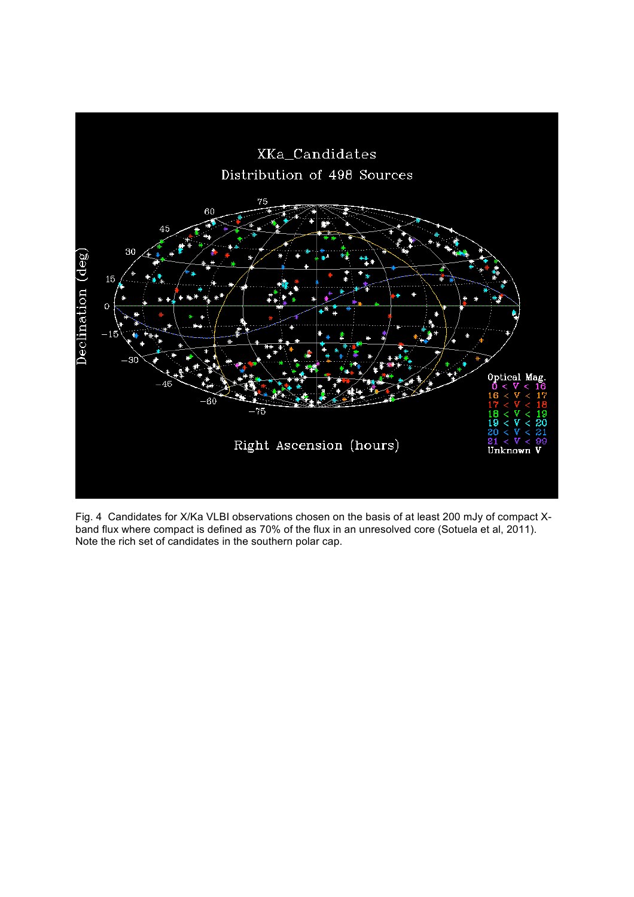XKa_Candidates

Distribution of 498 Sources

Declination (deg)

Right Ascension (hours)

75
60
45
30
15
0
−15
−30
−45
−60
−75

Optical Mag.
0 < V < 16
16 < V < 17
17 < V < 18
18 < V < 19
19 < V < 20
20 < V < 21
21 < V < 99
Unknown V

Fig. 4 Candidates for X/Ka VLBI observations chosen on the basis of at least 200 mJy of compact X-band flux where compact is defined as 70% of the flux in an unresolved core (Sotuela et al, 2011). Note the rich set of candidates in the southern polar cap.